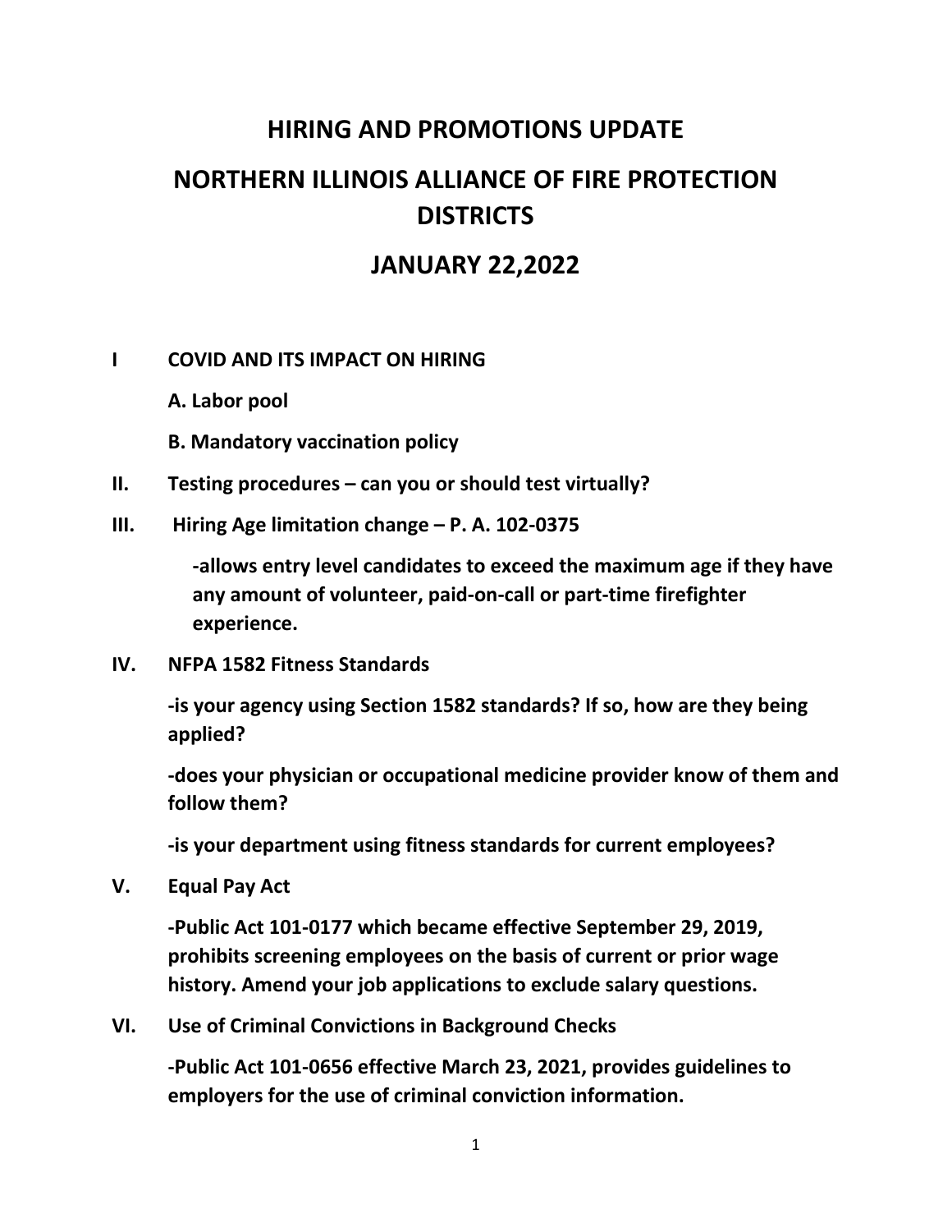# HIRING AND PROMOTIONS UPDATE

# NORTHERN ILLINOIS ALLIANCE OF FIRE PROTECTION DISTRICTS

# JANUARY 22,2022

**I COVID AND ITS IMPACT ON HIRING**

**A. Labor pool**

**B. Mandatory vaccination policy**

**II. Testing procedures – can you or should test virtually?**

**III. Hiring Age limitation change – P. A. 102-0375**

**-allows entry level candidates to exceed the maximum age if they have any amount of volunteer, paid-on-call or part-time firefighter experience.**

**IV. NFPA 1582 Fitness Standards**

**-is your agency using Section 1582 standards? If so, how are they being applied?**

**-does your physician or occupational medicine provider know of them and follow them?**

**-is your department using fitness standards for current employees?**

**V. Equal Pay Act**

**-Public Act 101-0177 which became effective September 29, 2019, prohibits screening employees on the basis of current or prior wage history. Amend your job applications to exclude salary questions.**

**VI. Use of Criminal Convictions in Background Checks**

**-Public Act 101-0656 effective March 23, 2021, provides guidelines to employers for the use of criminal conviction information.**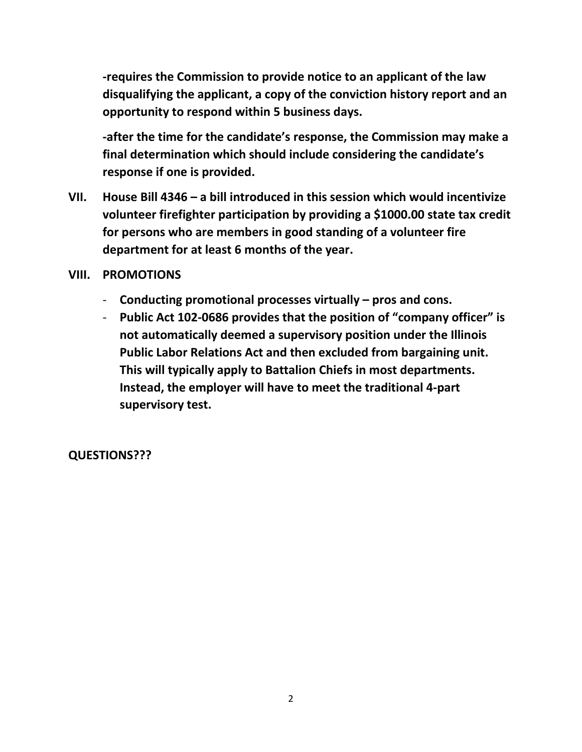**-requires the Commission to provide notice to an applicant of the law disqualifying the applicant, a copy of the conviction history report and an opportunity to respond within 5 business days.**

**-after the time for the candidate's response, the Commission may make a final determination which should include considering the candidate's response if one is provided.**

**VII. House Bill 4346 – a bill introduced in this session which would incentivize volunteer firefighter participation by providing a $1000.00 state tax credit for persons who are members in good standing of a volunteer fire department for at least 6 months of the year.**

**VIII. PROMOTIONS**

- **Conducting promotional processes virtually – pros and cons.**
- **Public Act 102-0686 provides that the position of "company officer" is not automatically deemed a supervisory position under the Illinois Public Labor Relations Act and then excluded from bargaining unit. This will typically apply to Battalion Chiefs in most departments. Instead, the employer will have to meet the traditional 4-part supervisory test.**

**QUESTIONS???**